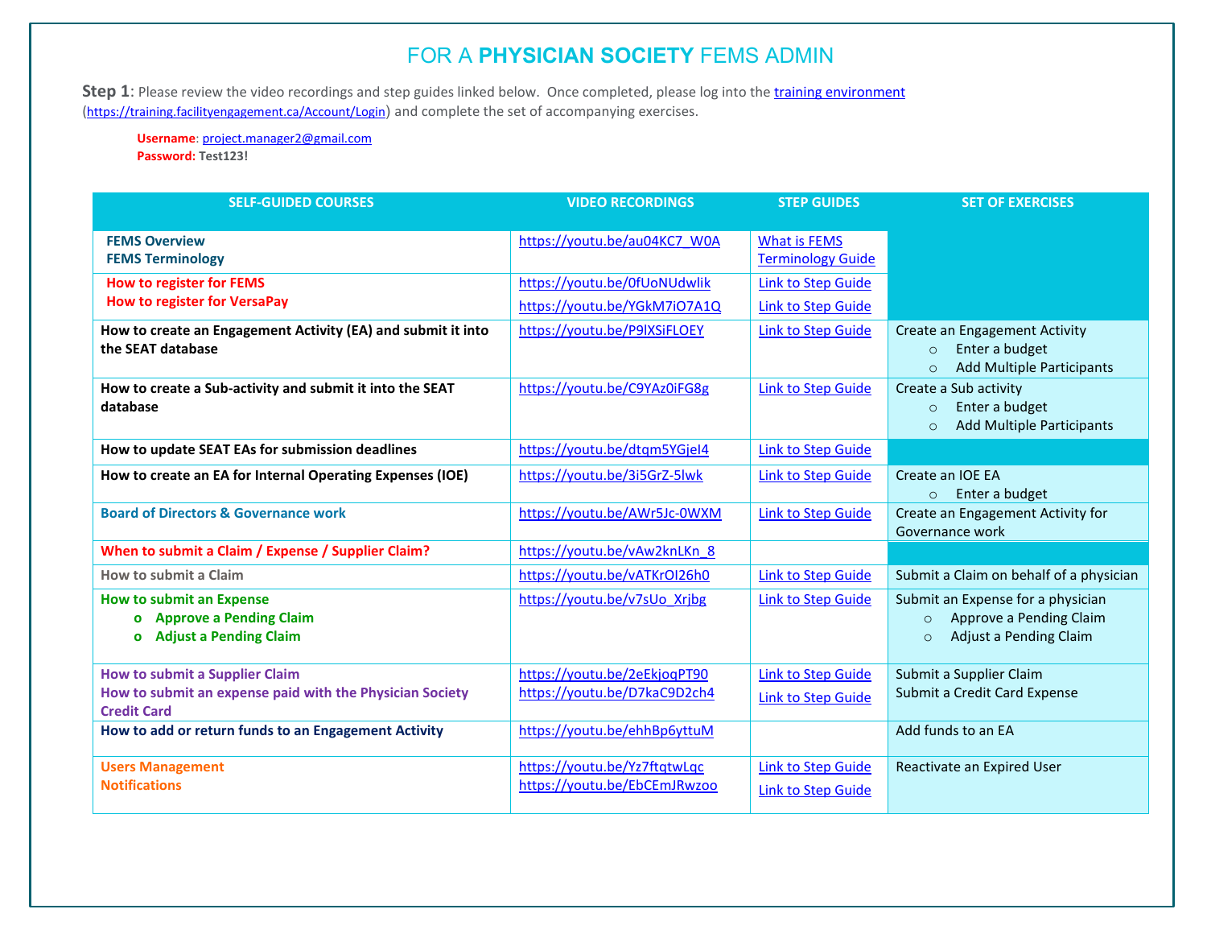# FOR A **PHYSICIAN SOCIETY** FEMS ADMIN

**Step 1**: Please review the video recordings and step guides linked below. Once completed, please log into the training environment (https://training.facilityengagement.ca/Account/Login) and complete the set of accompanying exercises.

> **Username**: project.manager2@gmail.com
> **Password: Test123!**

| SELF-GUIDED COURSES | VIDEO RECORDINGS | STEP GUIDES | SET OF EXERCISES |
|---|---|---|---|
| **FEMS Overview**<br>**FEMS Terminology** | https://youtu.be/au04KC7_W0A | What is FEMS<br>Terminology Guide | |
| **How to register for FEMS**<br>**How to register for VersaPay** | https://youtu.be/0fUoNUdwlik<br>https://youtu.be/YGkM7iO7A1Q | Link to Step Guide<br>Link to Step Guide | |
| **How to create an Engagement Activity (EA) and submit it into the SEAT database** | https://youtu.be/P9lXSiFLOEY | Link to Step Guide | Create an Engagement Activity<br>○ Enter a budget<br>○ Add Multiple Participants |
| **How to create a Sub-activity and submit it into the SEAT database** | https://youtu.be/C9YAz0iFG8g | Link to Step Guide | Create a Sub activity<br>○ Enter a budget<br>○ Add Multiple Participants |
| **How to update SEAT EAs for submission deadlines** | https://youtu.be/dtqm5YGjeI4 | Link to Step Guide | |
| **How to create an EA for Internal Operating Expenses (IOE)** | https://youtu.be/3i5GrZ-5lwk | Link to Step Guide | Create an IOE EA<br>○ Enter a budget |
| **Board of Directors & Governance work** | https://youtu.be/AWr5Jc-0WXM | Link to Step Guide | Create an Engagement Activity for Governance work |
| **When to submit a Claim / Expense / Supplier Claim?** | https://youtu.be/vAw2knLKn_8 | | |
| **How to submit a Claim** | https://youtu.be/vATKrOI26h0 | Link to Step Guide | Submit a Claim on behalf of a physician |
| **How to submit an Expense**<br>o **Approve a Pending Claim**<br>o **Adjust a Pending Claim** | https://youtu.be/v7sUo_Xrjbg | Link to Step Guide | Submit an Expense for a physician<br>○ Approve a Pending Claim<br>○ Adjust a Pending Claim |
| **How to submit a Supplier Claim**<br>**How to submit an expense paid with the Physician Society Credit Card** | https://youtu.be/2eEkjoqPT90<br>https://youtu.be/D7kaC9D2ch4 | Link to Step Guide<br>Link to Step Guide | Submit a Supplier Claim<br>Submit a Credit Card Expense |
| **How to add or return funds to an Engagement Activity** | https://youtu.be/ehhBp6yttuM | | Add funds to an EA |
| **Users Management**<br>**Notifications** | https://youtu.be/Yz7ftqtwLqc<br>https://youtu.be/EbCEmJRwzoo | Link to Step Guide<br>Link to Step Guide | Reactivate an Expired User |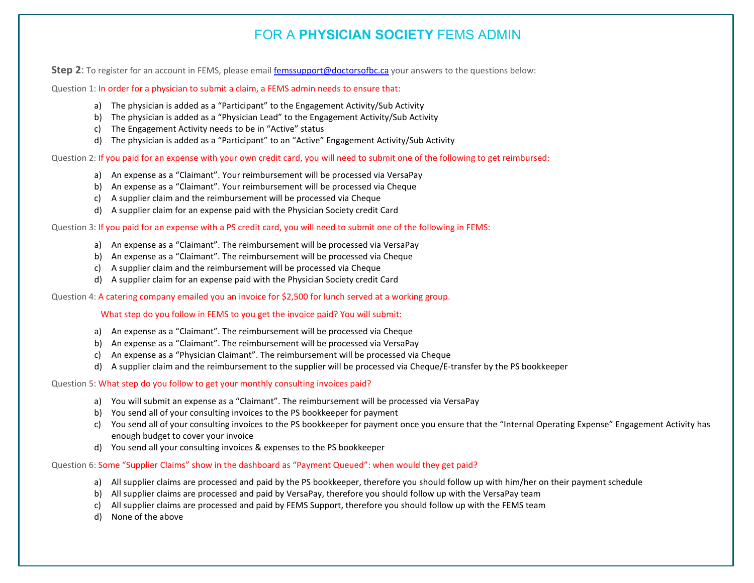# FOR A **PHYSICIAN SOCIETY** FEMS ADMIN

**Step 2**: To register for an account in FEMS, please email femssupport@doctorsofbc.ca your answers to the questions below:

Question 1: In order for a physician to submit a claim, a FEMS admin needs to ensure that:

a) The physician is added as a "Participant" to the Engagement Activity/Sub Activity
b) The physician is added as a "Physician Lead" to the Engagement Activity/Sub Activity
c) The Engagement Activity needs to be in "Active" status
d) The physician is added as a "Participant" to an "Active" Engagement Activity/Sub Activity

Question 2: If you paid for an expense with your own credit card, you will need to submit one of the following to get reimbursed:

a) An expense as a "Claimant". Your reimbursement will be processed via VersaPay
b) An expense as a "Claimant". Your reimbursement will be processed via Cheque
c) A supplier claim and the reimbursement will be processed via Cheque
d) A supplier claim for an expense paid with the Physician Society credit Card

Question 3: If you paid for an expense with a PS credit card, you will need to submit one of the following in FEMS:

a) An expense as a "Claimant". The reimbursement will be processed via VersaPay
b) An expense as a "Claimant". The reimbursement will be processed via Cheque
c) A supplier claim and the reimbursement will be processed via Cheque
d) A supplier claim for an expense paid with the Physician Society credit Card

Question 4: A catering company emailed you an invoice for $2,500 for lunch served at a working group.

What step do you follow in FEMS to you get the invoice paid? You will submit:

a) An expense as a "Claimant". The reimbursement will be processed via Cheque
b) An expense as a "Claimant". The reimbursement will be processed via VersaPay
c) An expense as a "Physician Claimant". The reimbursement will be processed via Cheque
d) A supplier claim and the reimbursement to the supplier will be processed via Cheque/E-transfer by the PS bookkeeper

Question 5: What step do you follow to get your monthly consulting invoices paid?

a) You will submit an expense as a "Claimant". The reimbursement will be processed via VersaPay
b) You send all of your consulting invoices to the PS bookkeeper for payment
c) You send all of your consulting invoices to the PS bookkeeper for payment once you ensure that the "Internal Operating Expense" Engagement Activity has enough budget to cover your invoice
d) You send all your consulting invoices & expenses to the PS bookkeeper

Question 6: Some "Supplier Claims" show in the dashboard as "Payment Queued": when would they get paid?

a) All supplier claims are processed and paid by the PS bookkeeper, therefore you should follow up with him/her on their payment schedule
b) All supplier claims are processed and paid by VersaPay, therefore you should follow up with the VersaPay team
c) All supplier claims are processed and paid by FEMS Support, therefore you should follow up with the FEMS team
d) None of the above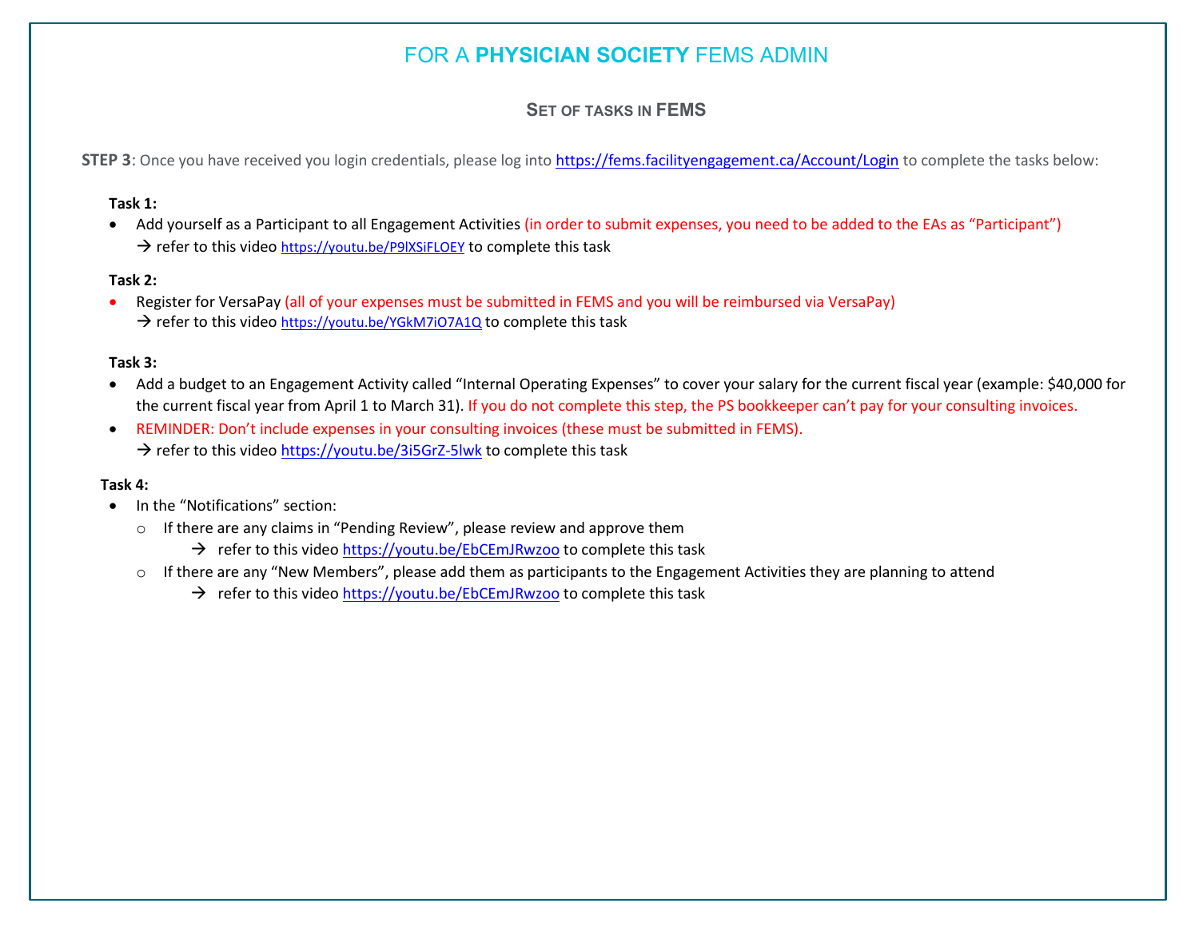# FOR A **PHYSICIAN SOCIETY** FEMS ADMIN

## Set of tasks in FEMS

**STEP 3**: Once you have received you login credentials, please log into https://fems.facilityengagement.ca/Account/Login to complete the tasks below:

**Task 1:**

- Add yourself as a Participant to all Engagement Activities (in order to submit expenses, you need to be added to the EAs as "Participant")
  → refer to this video https://youtu.be/P9lXSiFLOEY to complete this task

**Task 2:**

- Register for VersaPay (all of your expenses must be submitted in FEMS and you will be reimbursed via VersaPay)
  → refer to this video https://youtu.be/YGkM7iO7A1Q to complete this task

**Task 3:**

- Add a budget to an Engagement Activity called "Internal Operating Expenses" to cover your salary for the current fiscal year (example: $40,000 for the current fiscal year from April 1 to March 31). If you do not complete this step, the PS bookkeeper can't pay for your consulting invoices.
- REMINDER: Don't include expenses in your consulting invoices (these must be submitted in FEMS).
  → refer to this video https://youtu.be/3i5GrZ-5lwk to complete this task

**Task 4:**

- In the "Notifications" section:
  - If there are any claims in "Pending Review", please review and approve them
    → refer to this video https://youtu.be/EbCEmJRwzoo to complete this task
  - If there are any "New Members", please add them as participants to the Engagement Activities they are planning to attend
    → refer to this video https://youtu.be/EbCEmJRwzoo to complete this task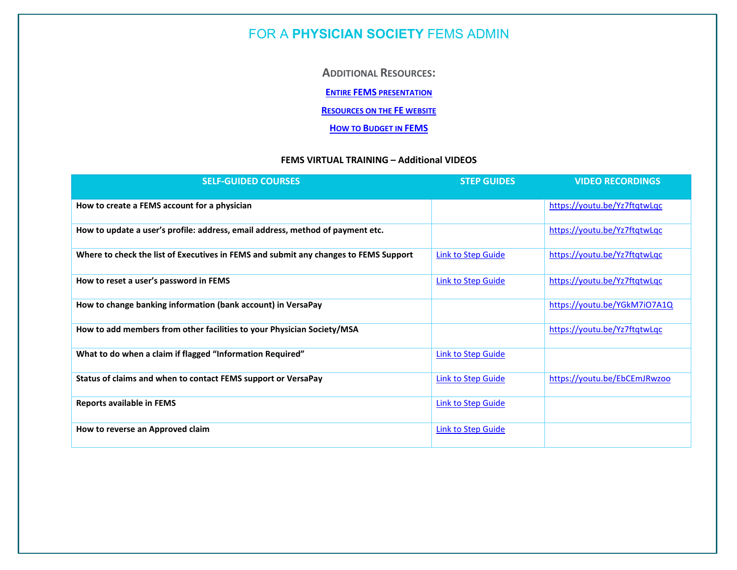# FOR A **PHYSICIAN SOCIETY** FEMS ADMIN

## Additional Resources:

[Entire FEMS presentation]

[Resources on the FE website]

[How to Budget in FEMS]

**FEMS VIRTUAL TRAINING – Additional VIDEOS**

| SELF-GUIDED COURSES | STEP GUIDES | VIDEO RECORDINGS |
|---|---|---|
| **How to create a FEMS account for a physician** | | https://youtu.be/Yz7ftqtwLqc |
| **How to update a user's profile: address, email address, method of payment etc.** | | https://youtu.be/Yz7ftqtwLqc |
| **Where to check the list of Executives in FEMS and submit any changes to FEMS Support** | Link to Step Guide | https://youtu.be/Yz7ftqtwLqc |
| **How to reset a user's password in FEMS** | Link to Step Guide | https://youtu.be/Yz7ftqtwLqc |
| **How to change banking information (bank account) in VersaPay** | | https://youtu.be/YGkM7iO7A1Q |
| **How to add members from other facilities to your Physician Society/MSA** | | https://youtu.be/Yz7ftqtwLqc |
| **What to do when a claim if flagged "Information Required"** | Link to Step Guide | |
| **Status of claims and when to contact FEMS support or VersaPay** | Link to Step Guide | https://youtu.be/EbCEmJRwzoo |
| **Reports available in FEMS** | Link to Step Guide | |
| **How to reverse an Approved claim** | Link to Step Guide | |